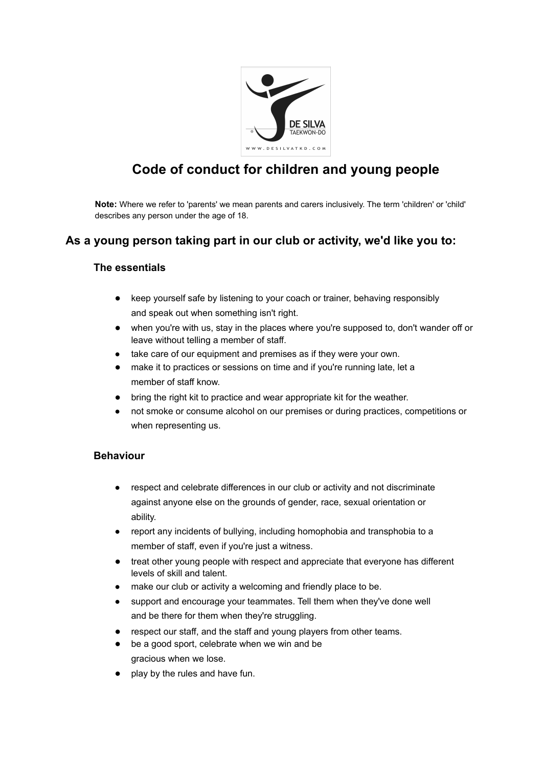# Code of conduct for children and young people

**Note:** Where we refer to 'parents' we mean parents and carers inclusively. The term 'children' or 'child' describes any person under the age of 18.

## As a young person taking part in our club or activity, we'd like you to:

### The essentials

- keep yourself safe by listening to your coach or trainer, behaving responsibly and speak out when something isn't right.
- when you're with us, stay in the places where you're supposed to, don't wander off or leave without telling a member of staff.
- take care of our equipment and premises as if they were your own.
- make it to practices or sessions on time and if you're running late, let a member of staff know.
- bring the right kit to practice and wear appropriate kit for the weather.
- not smoke or consume alcohol on our premises or during practices, competitions or when representing us.

### Behaviour

- respect and celebrate differences in our club or activity and not discriminate against anyone else on the grounds of gender, race, sexual orientation or ability.
- report any incidents of bullying, including homophobia and transphobia to a member of staff, even if you're just a witness.
- treat other young people with respect and appreciate that everyone has different levels of skill and talent.
- make our club or activity a welcoming and friendly place to be.
- support and encourage your teammates. Tell them when they've done well and be there for them when they're struggling.
- respect our staff, and the staff and young players from other teams.
- be a good sport, celebrate when we win and be gracious when we lose.
- play by the rules and have fun.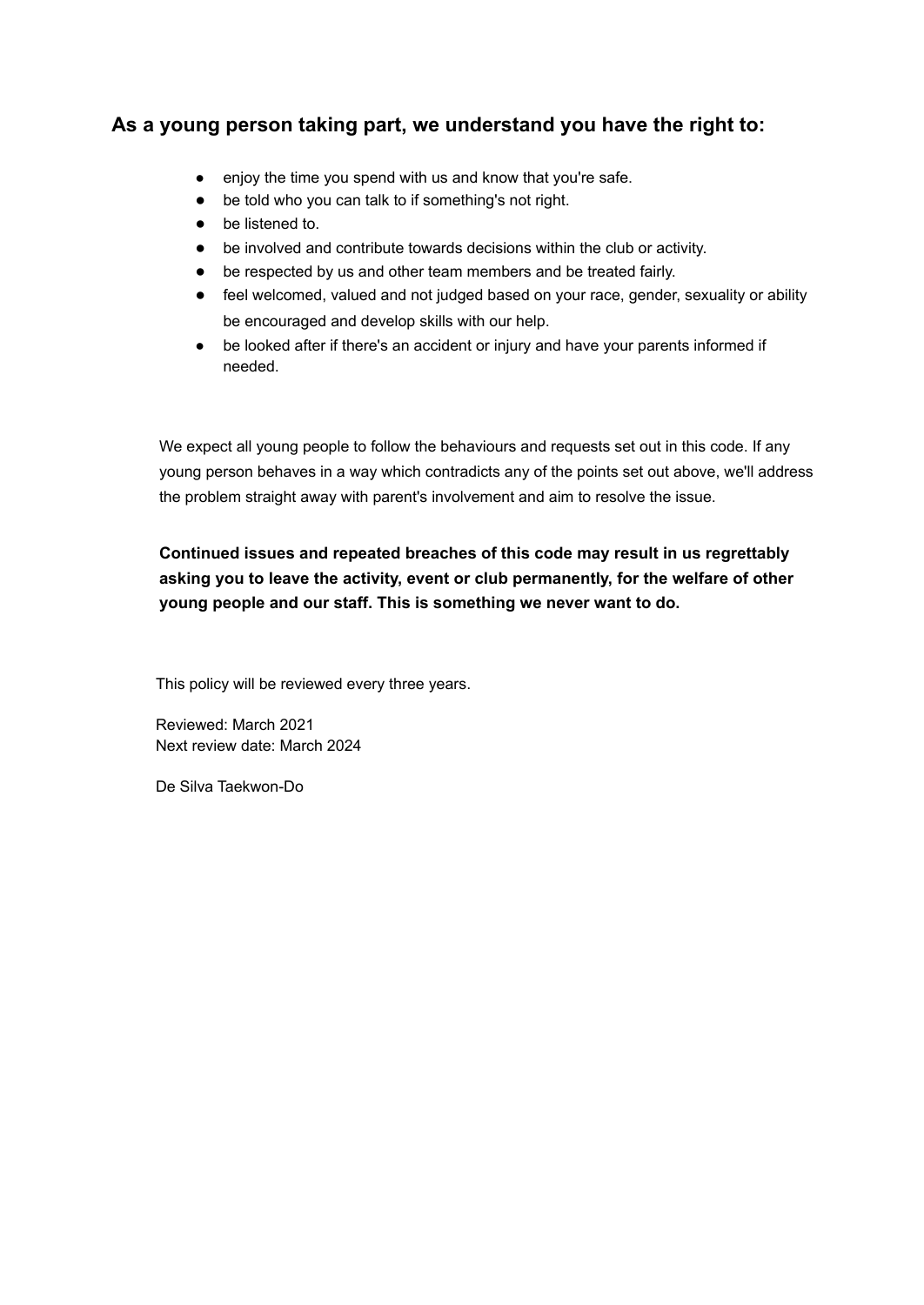### As a young person taking part, we understand you have the right to:

- enjoy the time you spend with us and know that you're safe.
- be told who you can talk to if something's not right.
- be listened to.
- be involved and contribute towards decisions within the club or activity.
- be respected by us and other team members and be treated fairly.
- feel welcomed, valued and not judged based on your race, gender, sexuality or ability
  be encouraged and develop skills with our help.
- be looked after if there's an accident or injury and have your parents informed if needed.

We expect all young people to follow the behaviours and requests set out in this code. If any young person behaves in a way which contradicts any of the points set out above, we'll address the problem straight away with parent's involvement and aim to resolve the issue.

**Continued issues and repeated breaches of this code may result in us regrettably asking you to leave the activity, event or club permanently, for the welfare of other young people and our staff. This is something we never want to do.**

This policy will be reviewed every three years.

Reviewed: March 2021
Next review date: March 2024

De Silva Taekwon-Do